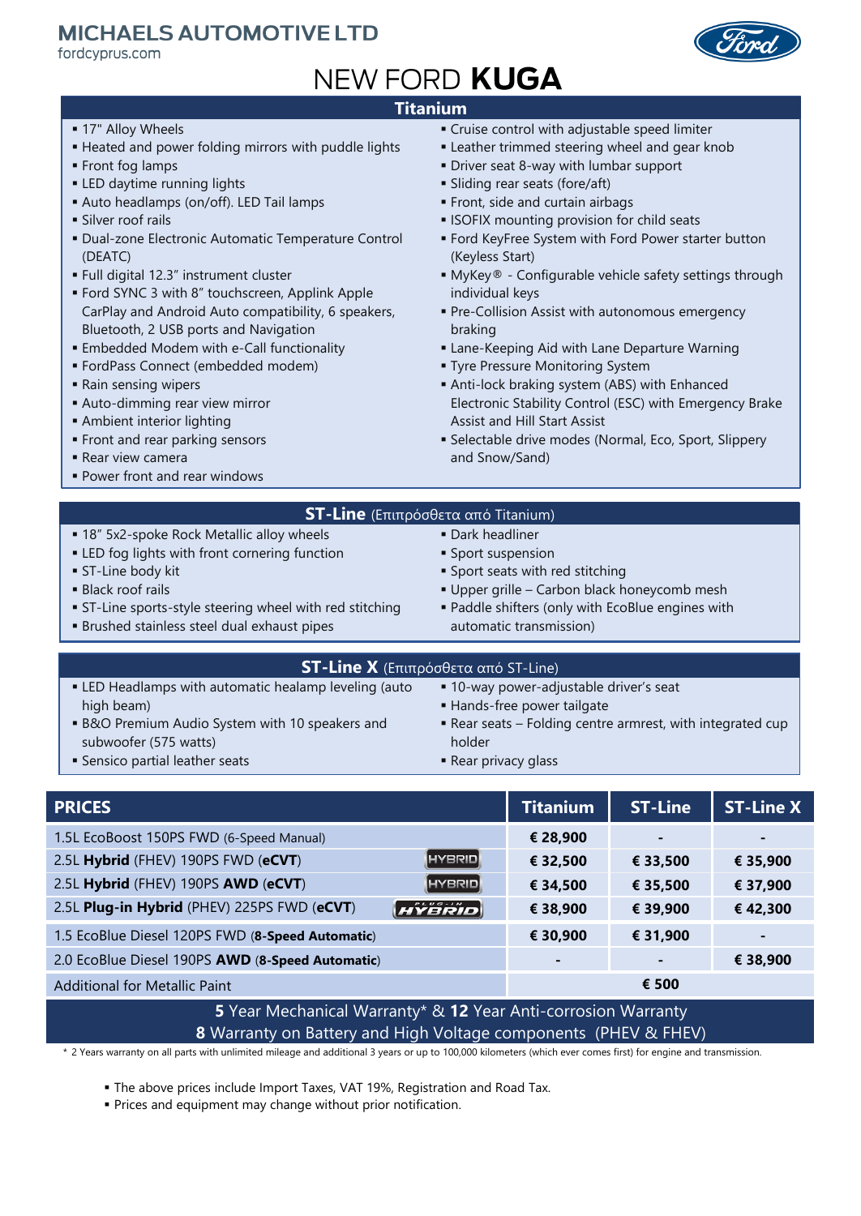MICHAELS AUTOMOTIVE LTD
fordcyprus.com

# NEW FORD **KUGA**

## Titanium

- 17" Alloy Wheels
- Heated and power folding mirrors with puddle lights
- Front fog lamps
- LED daytime running lights
- Auto headlamps (on/off). LED Tail lamps
- Silver roof rails
- Dual-zone Electronic Automatic Temperature Control (DEATC)
- Full digital 12.3" instrument cluster
- Ford SYNC 3 with 8" touchscreen, Applink Apple CarPlay and Android Auto compatibility, 6 speakers, Bluetooth, 2 USB ports and Navigation
- Embedded Modem with e-Call functionality
- FordPass Connect (embedded modem)
- Rain sensing wipers
- Auto-dimming rear view mirror
- Ambient interior lighting
- Front and rear parking sensors
- Rear view camera
- Power front and rear windows
- Cruise control with adjustable speed limiter
- Leather trimmed steering wheel and gear knob
- Driver seat 8-way with lumbar support
- Sliding rear seats (fore/aft)
- Front, side and curtain airbags
- ISOFIX mounting provision for child seats
- Ford KeyFree System with Ford Power starter button (Keyless Start)
- MyKey® - Configurable vehicle safety settings through individual keys
- Pre-Collision Assist with autonomous emergency braking
- Lane-Keeping Aid with Lane Departure Warning
- Tyre Pressure Monitoring System
- Anti-lock braking system (ABS) with Enhanced Electronic Stability Control (ESC) with Emergency Brake Assist and Hill Start Assist
- Selectable drive modes (Normal, Eco, Sport, Slippery and Snow/Sand)

## ST-Line (Επιπρόσθετα από Titanium)

- 18" 5x2-spoke Rock Metallic alloy wheels
- LED fog lights with front cornering function
- ST-Line body kit
- Black roof rails
- ST-Line sports-style steering wheel with red stitching
- Brushed stainless steel dual exhaust pipes
- Dark headliner
- Sport suspension
- Sport seats with red stitching
- Upper grille – Carbon black honeycomb mesh
- Paddle shifters (only with EcoBlue engines with automatic transmission)

## ST-Line X (Επιπρόσθετα από ST-Line)

- LED Headlamps with automatic healamp leveling (auto high beam)
- B&O Premium Audio System with 10 speakers and subwoofer (575 watts)
- Sensico partial leather seats
- 10-way power-adjustable driver's seat
- Hands-free power tailgate
- Rear seats – Folding centre armrest, with integrated cup holder
- Rear privacy glass

| PRICES | Titanium | ST-Line | ST-Line X |
|---|---|---|---|
| 1.5L EcoBoost 150PS FWD (6-Speed Manual) | € 28,900 | - | - |
| 2.5L **Hybrid** (FHEV) 190PS FWD (**eCVT**) HYBRID | € 32,500 | € 33,500 | € 35,900 |
| 2.5L **Hybrid** (FHEV) 190PS **AWD** (**eCVT**) HYBRID | € 34,500 | € 35,500 | € 37,900 |
| 2.5L **Plug-in Hybrid** (PHEV) 225PS FWD (**eCVT**) PLUG-IN HYBRID | € 38,900 | € 39,900 | € 42,300 |
| 1.5 EcoBlue Diesel 120PS FWD (**8-Speed Automatic**) | € 30,900 | € 31,900 | - |
| 2.0 EcoBlue Diesel 190PS **AWD** (**8-Speed Automatic**) | - | - | € 38,900 |
| Additional for Metallic Paint | € 500 | | |

**5** Year Mechanical Warranty* & **12** Year Anti-corrosion Warranty
**8** Warranty on Battery and High Voltage components (PHEV & FHEV)

* 2 Years warranty on all parts with unlimited mileage and additional 3 years or up to 100,000 kilometers (which ever comes first) for engine and transmission.

- The above prices include Import Taxes, VAT 19%, Registration and Road Tax.
- Prices and equipment may change without prior notification.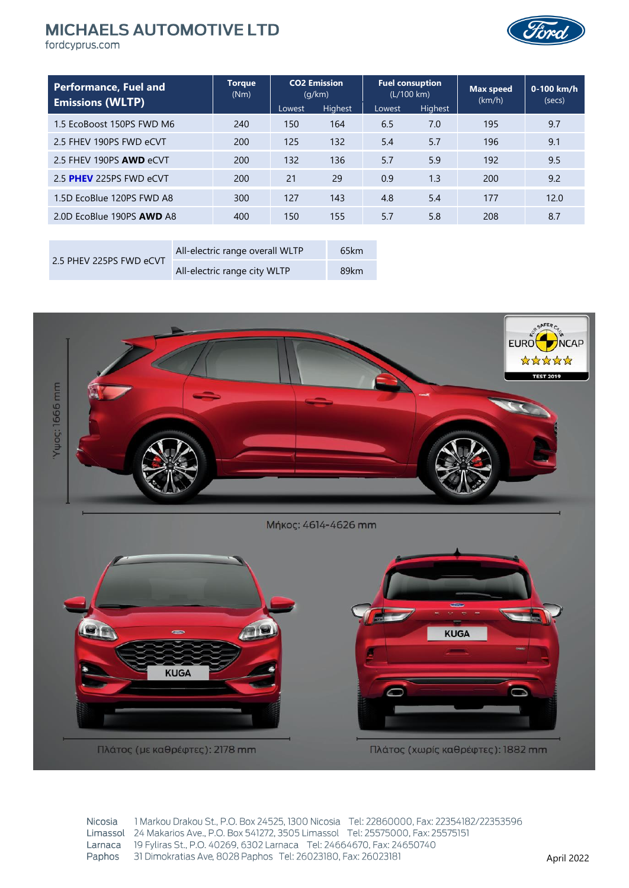# MICHAELS AUTOMOTIVE LTD

fordcyprus.com

| Performance, Fuel and Emissions (WLTP) | Torque (Nm) | CO2 Emission (g/km) | | Fuel consuption (L/100 km) | | Max speed (km/h) | 0-100 km/h (secs) |
|---|---|---|---|---|---|---|---|
| | | Lowest | Highest | Lowest | Highest | | |
| 1.5 EcoBoost 150PS FWD M6 | 240 | 150 | 164 | 6.5 | 7.0 | 195 | 9.7 |
| 2.5 FHEV 190PS FWD eCVT | 200 | 125 | 132 | 5.4 | 5.7 | 196 | 9.1 |
| 2.5 FHEV 190PS **AWD** eCVT | 200 | 132 | 136 | 5.7 | 5.9 | 192 | 9.5 |
| 2.5 **PHEV** 225PS FWD eCVT | 200 | 21 | 29 | 0.9 | 1.3 | 200 | 9.2 |
| 1.5D EcoBlue 120PS FWD A8 | 300 | 127 | 143 | 4.8 | 5.4 | 177 | 12.0 |
| 2.0D EcoBlue 190PS **AWD** A8 | 400 | 150 | 155 | 5.7 | 5.8 | 208 | 8.7 |

| | | |
|---|---|---|
| 2.5 PHEV 225PS FWD eCVT | All-electric range overall WLTP | 65km |
| | All-electric range city WLTP | 89km |

EURO NCAP ★★★★★ TEST 2019

Ύψος: 1666 mm

Μήκος: 4614-4626 mm

Πλάτος (με καθρέφτες): 2178 mm

Πλάτος (χωρίς καθρέφτες): 1882 mm

Nicosia 1 Markou Drakou St., P.O. Box 24525, 1300 Nicosia Tel: 22860000, Fax: 22354182/22353596
Limassol 24 Makarios Ave., P.O. Box 541272, 3505 Limassol Tel: 25575000, Fax: 25575151
Larnaca 19 Fyliras St., P.O. 40269, 6302 Larnaca Tel: 24664670, Fax: 24650740
Paphos 31 Dimokratias Ave, 8028 Paphos Tel: 26023180, Fax: 26023181

April 2022